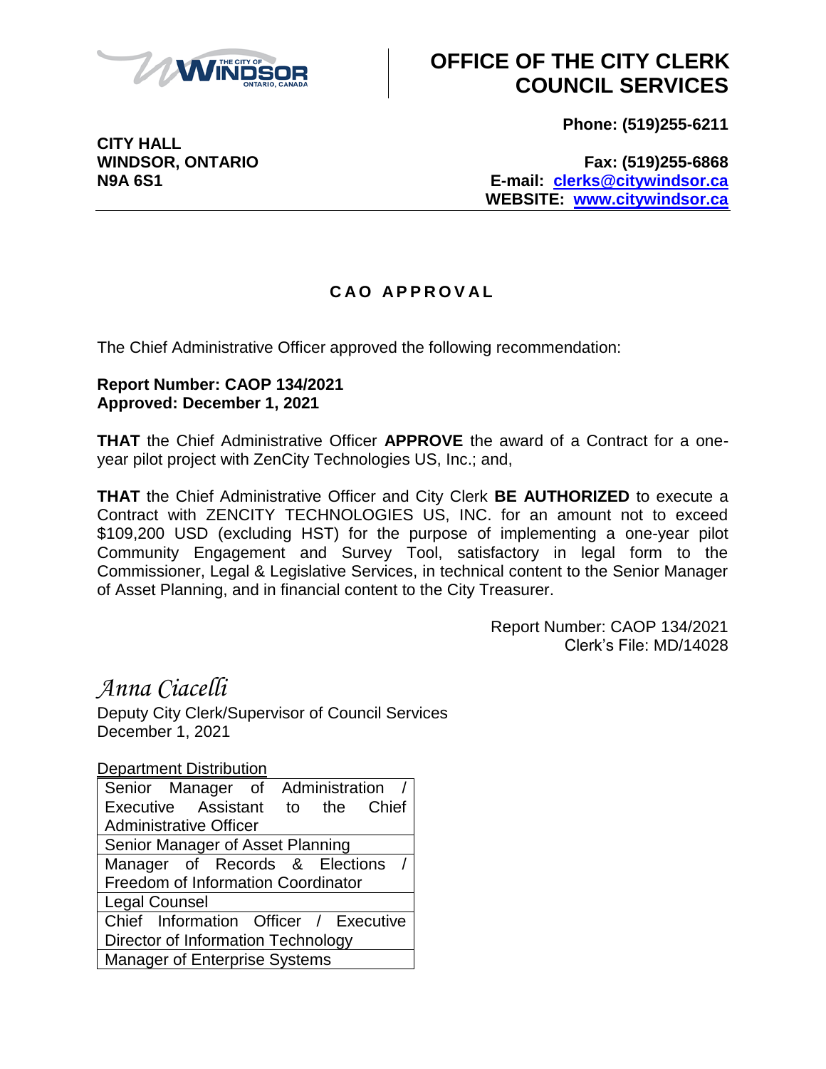# OFFICE OF THE CITY CLERK COUNCIL SERVICES

**CITY HALL**
**WINDSOR, ONTARIO**
**N9A 6S1**

**Phone: (519)255-6211**

**Fax: (519)255-6868**
**E-mail: clerks@citywindsor.ca**
**WEBSITE: www.citywindsor.ca**

## C A O A P P R O V A L

The Chief Administrative Officer approved the following recommendation:

**Report Number: CAOP 134/2021**
**Approved: December 1, 2021**

**THAT** the Chief Administrative Officer **APPROVE** the award of a Contract for a one-year pilot project with ZenCity Technologies US, Inc.; and,

**THAT** the Chief Administrative Officer and City Clerk **BE AUTHORIZED** to execute a Contract with ZENCITY TECHNOLOGIES US, INC. for an amount not to exceed $109,200 USD (excluding HST) for the purpose of implementing a one-year pilot Community Engagement and Survey Tool, satisfactory in legal form to the Commissioner, Legal & Legislative Services, in technical content to the Senior Manager of Asset Planning, and in financial content to the City Treasurer.

Report Number: CAOP 134/2021
Clerk's File: MD/14028

*Anna Ciacelli*
Deputy City Clerk/Supervisor of Council Services
December 1, 2021

Department Distribution

| |
|---|
| Senior Manager of Administration / Executive Assistant to the Chief Administrative Officer |
| Senior Manager of Asset Planning |
| Manager of Records & Elections / Freedom of Information Coordinator |
| Legal Counsel |
| Chief Information Officer / Executive Director of Information Technology |
| Manager of Enterprise Systems |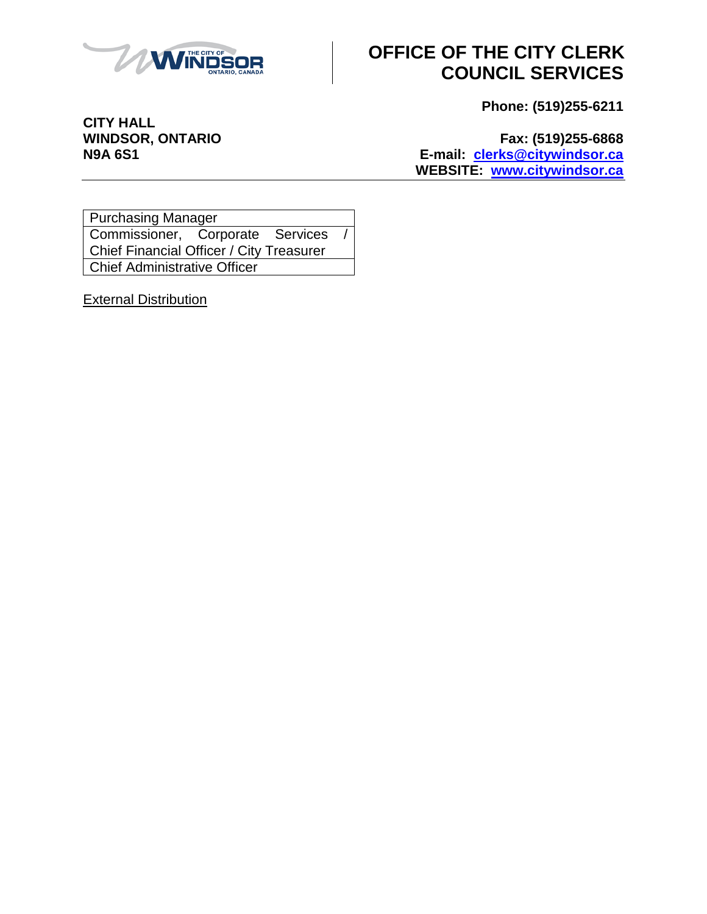# OFFICE OF THE CITY CLERK
# COUNCIL SERVICES

**CITY HALL**
**WINDSOR, ONTARIO**
**N9A 6S1**

**Phone: (519)255-6211**

**Fax: (519)255-6868**
**E-mail: clerks@citywindsor.ca**
**WEBSITE: www.citywindsor.ca**

| |
|---|
| Purchasing Manager |
| Commissioner, Corporate Services / Chief Financial Officer / City Treasurer |
| Chief Administrative Officer |

External Distribution